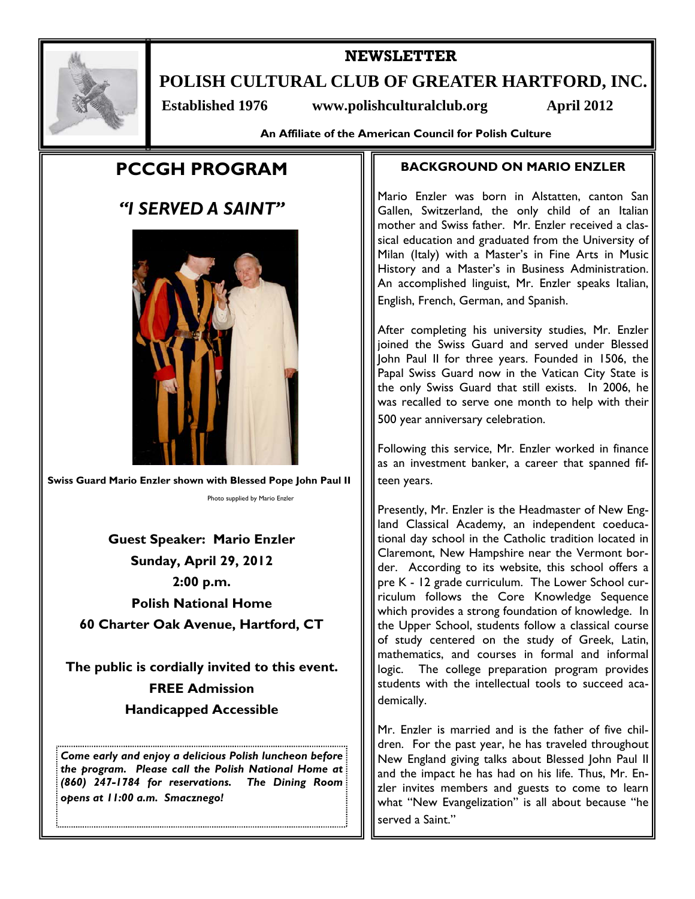# NEWSLETTER

# POLISH CULTURAL CLUB OF GREATER HARTFORD, INC.

**Established 1976** **www.polishculturalclub.org** **April 2012**

**An Affiliate of the American Council for Polish Culture**

## PCCGH PROGRAM

## *"I SERVED A SAINT"*

**Swiss Guard Mario Enzler shown with Blessed Pope John Paul II**

Photo supplied by Mario Enzler

**Guest Speaker: Mario Enzler**

**Sunday, April 29, 2012**

**2:00 p.m.**

**Polish National Home**

**60 Charter Oak Avenue, Hartford, CT**

**The public is cordially invited to this event.**

**FREE Admission**

**Handicapped Accessible**

***Come early and enjoy a delicious Polish luncheon before the program. Please call the Polish National Home at (860) 247-1784 for reservations. The Dining Room opens at 11:00 a.m. Smacznego!***

### BACKGROUND ON MARIO ENZLER

Mario Enzler was born in Alstatten, canton San Gallen, Switzerland, the only child of an Italian mother and Swiss father. Mr. Enzler received a classical education and graduated from the University of Milan (Italy) with a Master's in Fine Arts in Music History and a Master's in Business Administration. An accomplished linguist, Mr. Enzler speaks Italian, English, French, German, and Spanish.

After completing his university studies, Mr. Enzler joined the Swiss Guard and served under Blessed John Paul II for three years. Founded in 1506, the Papal Swiss Guard now in the Vatican City State is the only Swiss Guard that still exists. In 2006, he was recalled to serve one month to help with their 500 year anniversary celebration.

Following this service, Mr. Enzler worked in finance as an investment banker, a career that spanned fifteen years.

Presently, Mr. Enzler is the Headmaster of New England Classical Academy, an independent coeducational day school in the Catholic tradition located in Claremont, New Hampshire near the Vermont border. According to its website, this school offers a pre K - 12 grade curriculum. The Lower School curriculum follows the Core Knowledge Sequence which provides a strong foundation of knowledge. In the Upper School, students follow a classical course of study centered on the study of Greek, Latin, mathematics, and courses in formal and informal logic. The college preparation program provides students with the intellectual tools to succeed academically.

Mr. Enzler is married and is the father of five children. For the past year, he has traveled throughout New England giving talks about Blessed John Paul II and the impact he has had on his life. Thus, Mr. Enzler invites members and guests to come to learn what "New Evangelization" is all about because "he served a Saint."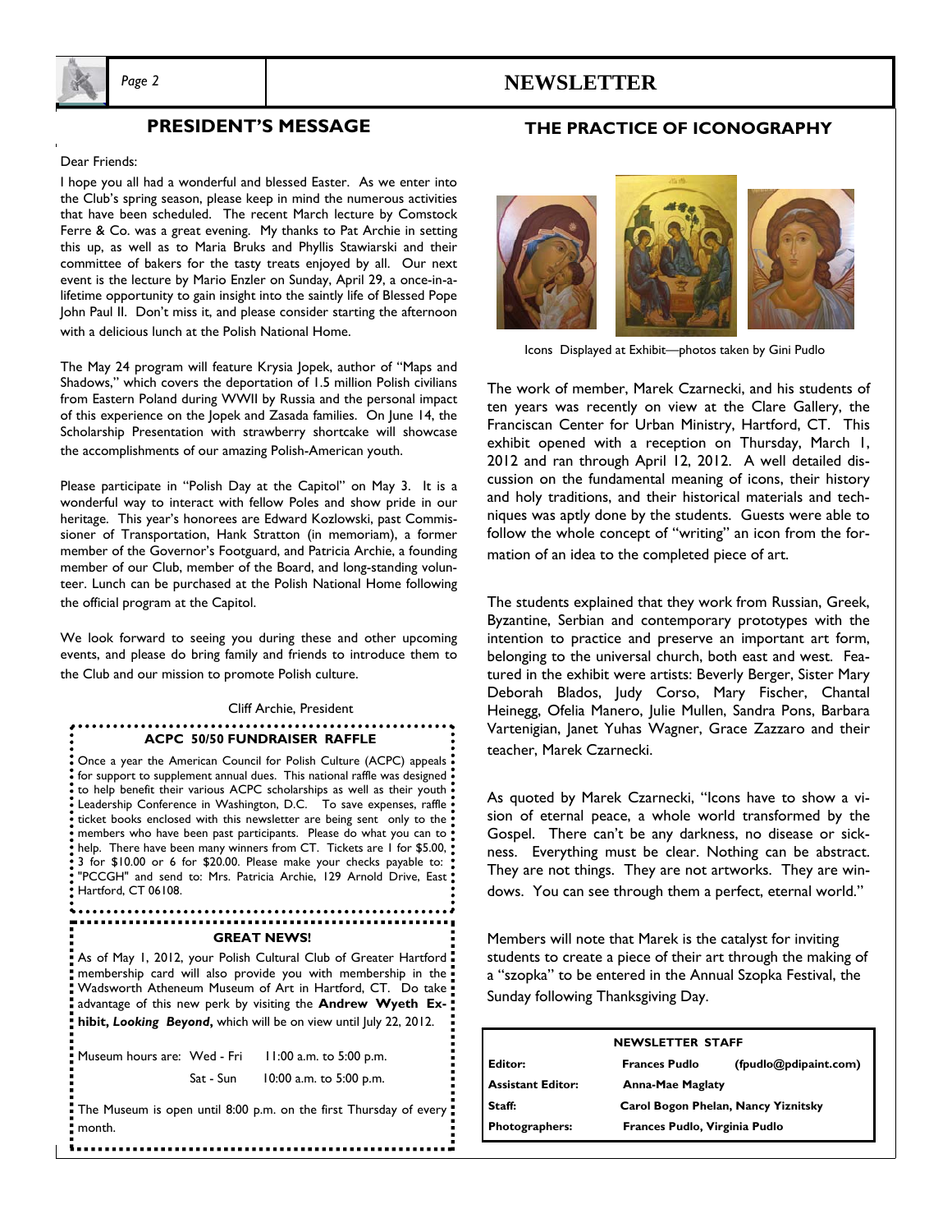## PRESIDENT'S MESSAGE

Dear Friends:

I hope you all had a wonderful and blessed Easter. As we enter into the Club's spring season, please keep in mind the numerous activities that have been scheduled. The recent March lecture by Comstock Ferre & Co. was a great evening. My thanks to Pat Archie in setting this up, as well as to Maria Bruks and Phyllis Stawiarski and their committee of bakers for the tasty treats enjoyed by all. Our next event is the lecture by Mario Enzler on Sunday, April 29, a once-in-a-lifetime opportunity to gain insight into the saintly life of Blessed Pope John Paul II. Don't miss it, and please consider starting the afternoon with a delicious lunch at the Polish National Home.

The May 24 program will feature Krysia Jopek, author of "Maps and Shadows," which covers the deportation of 1.5 million Polish civilians from Eastern Poland during WWII by Russia and the personal impact of this experience on the Jopek and Zasada families. On June 14, the Scholarship Presentation with strawberry shortcake will showcase the accomplishments of our amazing Polish-American youth.

Please participate in "Polish Day at the Capitol" on May 3. It is a wonderful way to interact with fellow Poles and show pride in our heritage. This year's honorees are Edward Kozlowski, past Commissioner of Transportation, Hank Stratton (in memoriam), a former member of the Governor's Footguard, and Patricia Archie, a founding member of our Club, member of the Board, and long-standing volunteer. Lunch can be purchased at the Polish National Home following the official program at the Capitol.

We look forward to seeing you during these and other upcoming events, and please do bring family and friends to introduce them to the Club and our mission to promote Polish culture.

Cliff Archie, President

### ACPC 50/50 FUNDRAISER RAFFLE

Once a year the American Council for Polish Culture (ACPC) appeals for support to supplement annual dues. This national raffle was designed to help benefit their various ACPC scholarships as well as their youth Leadership Conference in Washington, D.C. To save expenses, raffle ticket books enclosed with this newsletter are being sent only to the members who have been past participants. Please do what you can to help. There have been many winners from CT. Tickets are 1 for $5.00, 3 for $10.00 or 6 for $20.00. Please make your checks payable to: "PCCGH" and send to: Mrs. Patricia Archie, 129 Arnold Drive, East Hartford, CT 06108.

### GREAT NEWS!

As of May 1, 2012, your Polish Cultural Club of Greater Hartford membership card will also provide you with membership in the Wadsworth Atheneum Museum of Art in Hartford, CT. Do take advantage of this new perk by visiting the **Andrew Wyeth Exhibit, *Looking Beyond***, which will be on view until July 22, 2012.

Museum hours are: Wed - Fri 11:00 a.m. to 5:00 p.m.
Sat - Sun 10:00 a.m. to 5:00 p.m.

The Museum is open until 8:00 p.m. on the first Thursday of every month.

## THE PRACTICE OF ICONOGRAPHY

Icons Displayed at Exhibit—photos taken by Gini Pudlo

The work of member, Marek Czarnecki, and his students of ten years was recently on view at the Clare Gallery, the Franciscan Center for Urban Ministry, Hartford, CT. This exhibit opened with a reception on Thursday, March 1, 2012 and ran through April 12, 2012. A well detailed discussion on the fundamental meaning of icons, their history and holy traditions, and their historical materials and techniques was aptly done by the students. Guests were able to follow the whole concept of "writing" an icon from the formation of an idea to the completed piece of art.

The students explained that they work from Russian, Greek, Byzantine, Serbian and contemporary prototypes with the intention to practice and preserve an important art form, belonging to the universal church, both east and west. Featured in the exhibit were artists: Beverly Berger, Sister Mary Deborah Blados, Judy Corso, Mary Fischer, Chantal Heinegg, Ofelia Manero, Julie Mullen, Sandra Pons, Barbara Vartenigian, Janet Yuhas Wagner, Grace Zazzaro and their teacher, Marek Czarnecki.

As quoted by Marek Czarnecki, "Icons have to show a vision of eternal peace, a whole world transformed by the Gospel. There can't be any darkness, no disease or sickness. Everything must be clear. Nothing can be abstract. They are not things. They are not artworks. They are windows. You can see through them a perfect, eternal world."

Members will note that Marek is the catalyst for inviting students to create a piece of their art through the making of a "szopka" to be entered in the Annual Szopka Festival, the Sunday following Thanksgiving Day.

| NEWSLETTER STAFF | | |
|---|---|---|
| **Editor:** | **Frances Pudlo** | **(fpudlo@pdipaint.com)** |
| **Assistant Editor:** | **Anna-Mae Maglaty** | |
| **Staff:** | **Carol Bogon Phelan, Nancy Yiznitsky** | |
| **Photographers:** | **Frances Pudlo, Virginia Pudlo** | |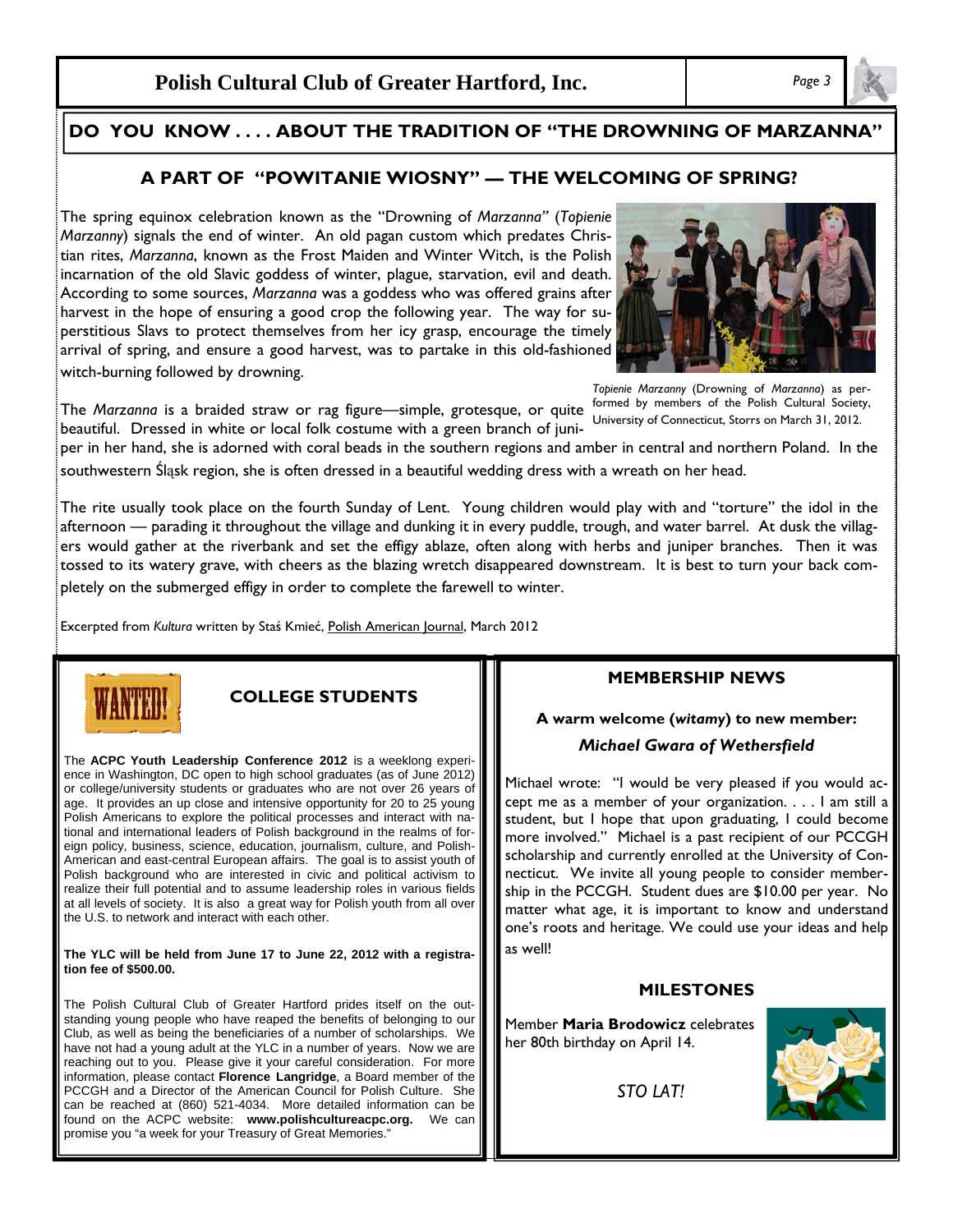## DO YOU KNOW . . . . ABOUT THE TRADITION OF "THE DROWNING OF MARZANNA"

### A PART OF "POWITANIE WIOSNY" — THE WELCOMING OF SPRING?

The spring equinox celebration known as the "Drowning of *Marzanna*" (*Topienie Marzanny*) signals the end of winter. An old pagan custom which predates Christian rites, *Marzanna*, known as the Frost Maiden and Winter Witch, is the Polish incarnation of the old Slavic goddess of winter, plague, starvation, evil and death. According to some sources, *Marzanna* was a goddess who was offered grains after harvest in the hope of ensuring a good crop the following year. The way for superstitious Slavs to protect themselves from her icy grasp, encourage the timely arrival of spring, and ensure a good harvest, was to partake in this old-fashioned witch-burning followed by drowning.

*Topienie Marzanny* (Drowning of *Marzanna*) as performed by members of the Polish Cultural Society, University of Connecticut, Storrs on March 31, 2012.

The *Marzanna* is a braided straw or rag figure—simple, grotesque, or quite beautiful. Dressed in white or local folk costume with a green branch of juniper in her hand, she is adorned with coral beads in the southern regions and amber in central and northern Poland. In the southwestern Śląsk region, she is often dressed in a beautiful wedding dress with a wreath on her head.

The rite usually took place on the fourth Sunday of Lent. Young children would play with and "torture" the idol in the afternoon — parading it throughout the village and dunking it in every puddle, trough, and water barrel. At dusk the villagers would gather at the riverbank and set the effigy ablaze, often along with herbs and juniper branches. Then it was tossed to its watery grave, with cheers as the blazing wretch disappeared downstream. It is best to turn your back completely on the submerged effigy in order to complete the farewell to winter.

Excerpted from *Kultura* written by Staś Kmieć, Polish American Journal, March 2012

## WANTED! COLLEGE STUDENTS

The **ACPC Youth Leadership Conference 2012** is a weeklong experience in Washington, DC open to high school graduates (as of June 2012) or college/university students or graduates who are not over 26 years of age. It provides an up close and intensive opportunity for 20 to 25 young Polish Americans to explore the political processes and interact with national and international leaders of Polish background in the realms of foreign policy, business, science, education, journalism, culture, and Polish-American and east-central European affairs. The goal is to assist youth of Polish background who are interested in civic and political activism to realize their full potential and to assume leadership roles in various fields at all levels of society. It is also a great way for Polish youth from all over the U.S. to network and interact with each other.

**The YLC will be held from June 17 to June 22, 2012 with a registration fee of $500.00.**

The Polish Cultural Club of Greater Hartford prides itself on the outstanding young people who have reaped the benefits of belonging to our Club, as well as being the beneficiaries of a number of scholarships. We have not had a young adult at the YLC in a number of years. Now we are reaching out to you. Please give it your careful consideration. For more information, please contact **Florence Langridge**, a Board member of the PCCGH and a Director of the American Council for Polish Culture. She can be reached at (860) 521-4034. More detailed information can be found on the ACPC website: **www.polishcultureacpc.org.** We can promise you "a week for your Treasury of Great Memories."

## MEMBERSHIP NEWS

**A warm welcome (*witamy*) to new member:**

***Michael Gwara of Wethersfield***

Michael wrote: "I would be very pleased if you would accept me as a member of your organization. . . . I am still a student, but I hope that upon graduating, I could become more involved." Michael is a past recipient of our PCCGH scholarship and currently enrolled at the University of Connecticut. We invite all young people to consider membership in the PCCGH. Student dues are $10.00 per year. No matter what age, it is important to know and understand one's roots and heritage. We could use your ideas and help as well!

## MILESTONES

Member **Maria Brodowicz** celebrates her 80th birthday on April 14.

*STO LAT!*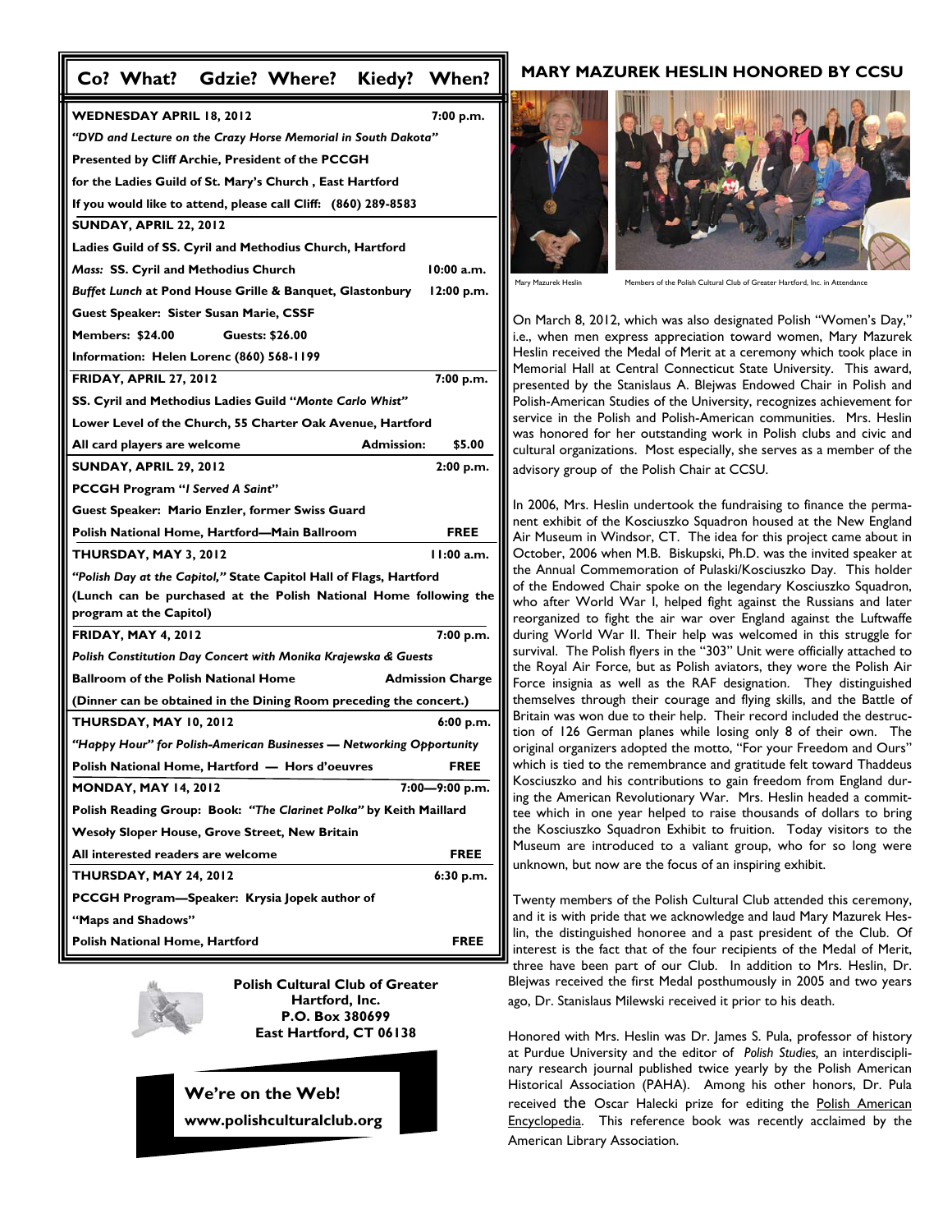## Co? What? Gdzie? Where? Kiedy? When?

**WEDNESDAY APRIL 18, 2012** — **7:00 p.m.**

***"DVD and Lecture on the Crazy Horse Memorial in South Dakota"***

**Presented by Cliff Archie, President of the PCCGH**

**for the Ladies Guild of St. Mary's Church , East Hartford**

**If you would like to attend, please call Cliff: (860) 289-8583**

**SUNDAY, APRIL 22, 2012**

**Ladies Guild of SS. Cyril and Methodius Church, Hartford**

***Mass:* SS. Cyril and Methodius Church** — **10:00 a.m.**

***Buffet Lunch* at Pond House Grille & Banquet, Glastonbury** — **12:00 p.m.**

**Guest Speaker: Sister Susan Marie, CSSF**

**Members: $24.00 Guests: $26.00**

**Information: Helen Lorenc (860) 568-1199**

**FRIDAY, APRIL 27, 2012** — **7:00 p.m.**

**SS. Cyril and Methodius Ladies Guild "*Monte Carlo Whist*"**

**Lower Level of the Church, 55 Charter Oak Avenue, Hartford**

**All card players are welcome** — **Admission: $5.00**

**SUNDAY, APRIL 29, 2012** — **2:00 p.m.**

**PCCGH Program "*I Served A Saint*"**

**Guest Speaker: Mario Enzler, former Swiss Guard**

**Polish National Home, Hartford—Main Ballroom** — **FREE**

**THURSDAY, MAY 3, 2012** — **11:00 a.m.**

***"Polish Day at the Capitol,"* State Capitol Hall of Flags, Hartford**

**(Lunch can be purchased at the Polish National Home following the program at the Capitol)**

**FRIDAY, MAY 4, 2012** — **7:00 p.m.**

***Polish Constitution Day Concert with Monika Krajewska & Guests***

**Ballroom of the Polish National Home** — **Admission Charge**

**(Dinner can be obtained in the Dining Room preceding the concert.)**

**THURSDAY, MAY 10, 2012** — **6:00 p.m.**

***"Happy Hour" for Polish-American Businesses — Networking Opportunity***

**Polish National Home, Hartford — Hors d'oeuvres** — **FREE**

**MONDAY, MAY 14, 2012** — **7:00—9:00 p.m.**

**Polish Reading Group: Book: *"The Clarinet Polka"* by Keith Maillard**

**Wesoły Sloper House, Grove Street, New Britain**

**All interested readers are welcome** — **FREE**

**THURSDAY, MAY 24, 2012** — **6:30 p.m.**

**PCCGH Program—Speaker: Krysia Jopek author of**

**"Maps and Shadows"**

**Polish National Home, Hartford** — **FREE**

**Polish Cultural Club of Greater Hartford, Inc.**
**P.O. Box 380699**
**East Hartford, CT 06138**

**We're on the Web!**
**www.polishculturalclub.org**

## MARY MAZUREK HESLIN HONORED BY CCSU

Mary Mazurek Heslin

Members of the Polish Cultural Club of Greater Hartford, Inc. in Attendance

On March 8, 2012, which was also designated Polish "Women's Day," i.e., when men express appreciation toward women, Mary Mazurek Heslin received the Medal of Merit at a ceremony which took place in Memorial Hall at Central Connecticut State University. This award, presented by the Stanislaus A. Blejwas Endowed Chair in Polish and Polish-American Studies of the University, recognizes achievement for service in the Polish and Polish-American communities. Mrs. Heslin was honored for her outstanding work in Polish clubs and civic and cultural organizations. Most especially, she serves as a member of the advisory group of the Polish Chair at CCSU.

In 2006, Mrs. Heslin undertook the fundraising to finance the permanent exhibit of the Kosciuszko Squadron housed at the New England Air Museum in Windsor, CT. The idea for this project came about in October, 2006 when M.B. Biskupski, Ph.D. was the invited speaker at the Annual Commemoration of Pulaski/Kosciuszko Day. This holder of the Endowed Chair spoke on the legendary Kosciuszko Squadron, who after World War I, helped fight against the Russians and later reorganized to fight the air war over England against the Luftwaffe during World War II. Their help was welcomed in this struggle for survival. The Polish flyers in the "303" Unit were officially attached to the Royal Air Force, but as Polish aviators, they wore the Polish Air Force insignia as well as the RAF designation. They distinguished themselves through their courage and flying skills, and the Battle of Britain was won due to their help. Their record included the destruction of 126 German planes while losing only 8 of their own. The original organizers adopted the motto, "For your Freedom and Ours" which is tied to the remembrance and gratitude felt toward Thaddeus Kosciuszko and his contributions to gain freedom from England during the American Revolutionary War. Mrs. Heslin headed a committee which in one year helped to raise thousands of dollars to bring the Kosciuszko Squadron Exhibit to fruition. Today visitors to the Museum are introduced to a valiant group, who for so long were unknown, but now are the focus of an inspiring exhibit.

Twenty members of the Polish Cultural Club attended this ceremony, and it is with pride that we acknowledge and laud Mary Mazurek Heslin, the distinguished honoree and a past president of the Club. Of interest is the fact that of the four recipients of the Medal of Merit, three have been part of our Club. In addition to Mrs. Heslin, Dr. Blejwas received the first Medal posthumously in 2005 and two years ago, Dr. Stanislaus Milewski received it prior to his death.

Honored with Mrs. Heslin was Dr. James S. Pula, professor of history at Purdue University and the editor of *Polish Studies,* an interdisciplinary research journal published twice yearly by the Polish American Historical Association (PAHA). Among his other honors, Dr. Pula received the Oscar Halecki prize for editing the Polish American Encyclopedia. This reference book was recently acclaimed by the American Library Association.